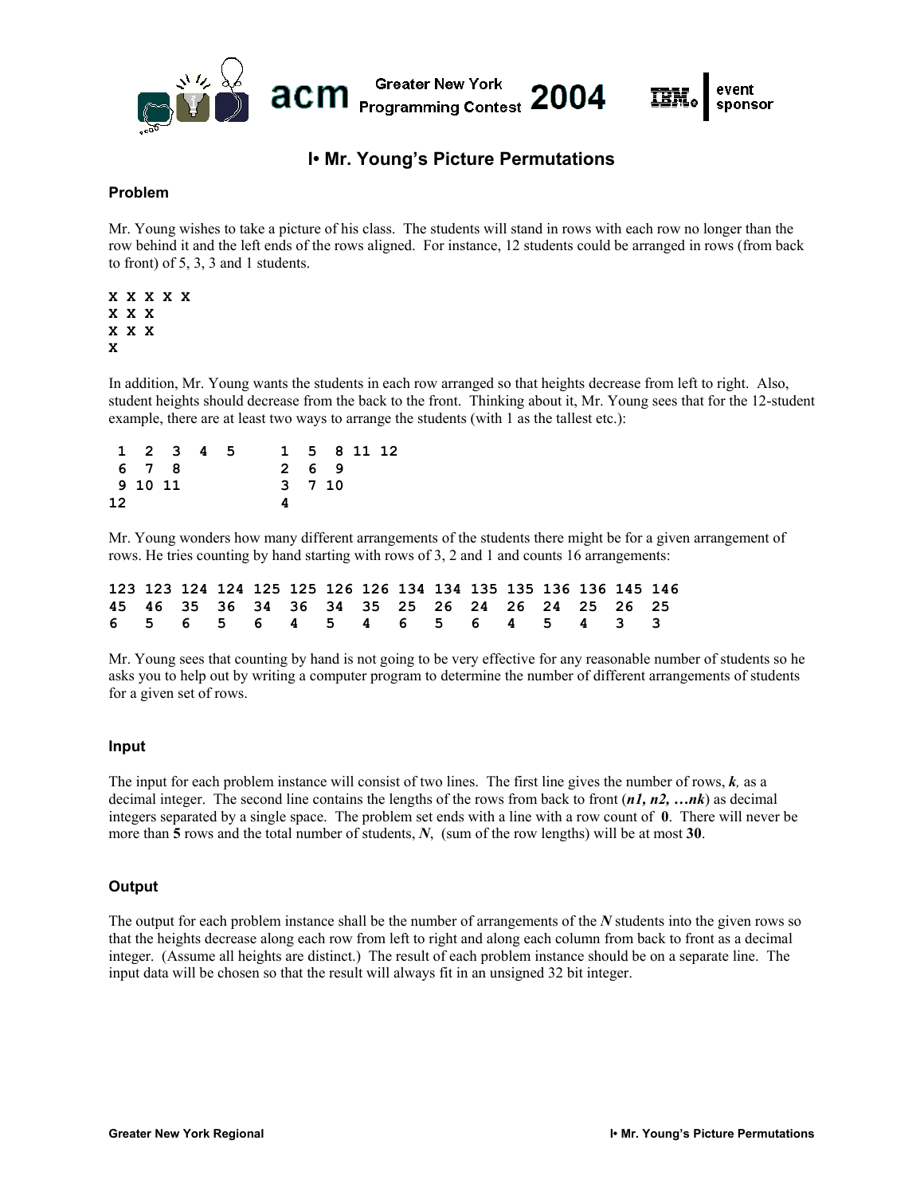# I• Mr. Young's Picture Permutations

## Problem

Mr. Young wishes to take a picture of his class. The students will stand in rows with each row no longer than the row behind it and the left ends of the rows aligned. For instance, 12 students could be arranged in rows (from back to front) of 5, 3, 3 and 1 students.

```
X X X X X
X X X
X X X
X
```

In addition, Mr. Young wants the students in each row arranged so that heights decrease from left to right. Also, student heights should decrease from the back to the front. Thinking about it, Mr. Young sees that for the 12-student example, there are at least two ways to arrange the students (with 1 as the tallest etc.):

```
 1  2  3  4  5     1  5  8 11 12
 6  7  8           2  6  9
 9 10 11           3  7 10
12                 4
```

Mr. Young wonders how many different arrangements of the students there might be for a given arrangement of rows. He tries counting by hand starting with rows of 3, 2 and 1 and counts 16 arrangements:

```
123 123 124 124 125 125 126 126 134 134 135 135 136 136 145 146
45  46  35  36  34  36  34  35  25  26  24  26  24  25  26  25
6   5   6   5   6   4   5   4   6   5   6   4   5   4   3   3
```

Mr. Young sees that counting by hand is not going to be very effective for any reasonable number of students so he asks you to help out by writing a computer program to determine the number of different arrangements of students for a given set of rows.

## Input

The input for each problem instance will consist of two lines. The first line gives the number of rows, ***k***, as a decimal integer. The second line contains the lengths of the rows from back to front (***n1, n2, …nk***) as decimal integers separated by a single space. The problem set ends with a line with a row count of **0**. There will never be more than **5** rows and the total number of students, ***N***, (sum of the row lengths) will be at most **30**.

## Output

The output for each problem instance shall be the number of arrangements of the ***N*** students into the given rows so that the heights decrease along each row from left to right and along each column from back to front as a decimal integer. (Assume all heights are distinct.) The result of each problem instance should be on a separate line. The input data will be chosen so that the result will always fit in an unsigned 32 bit integer.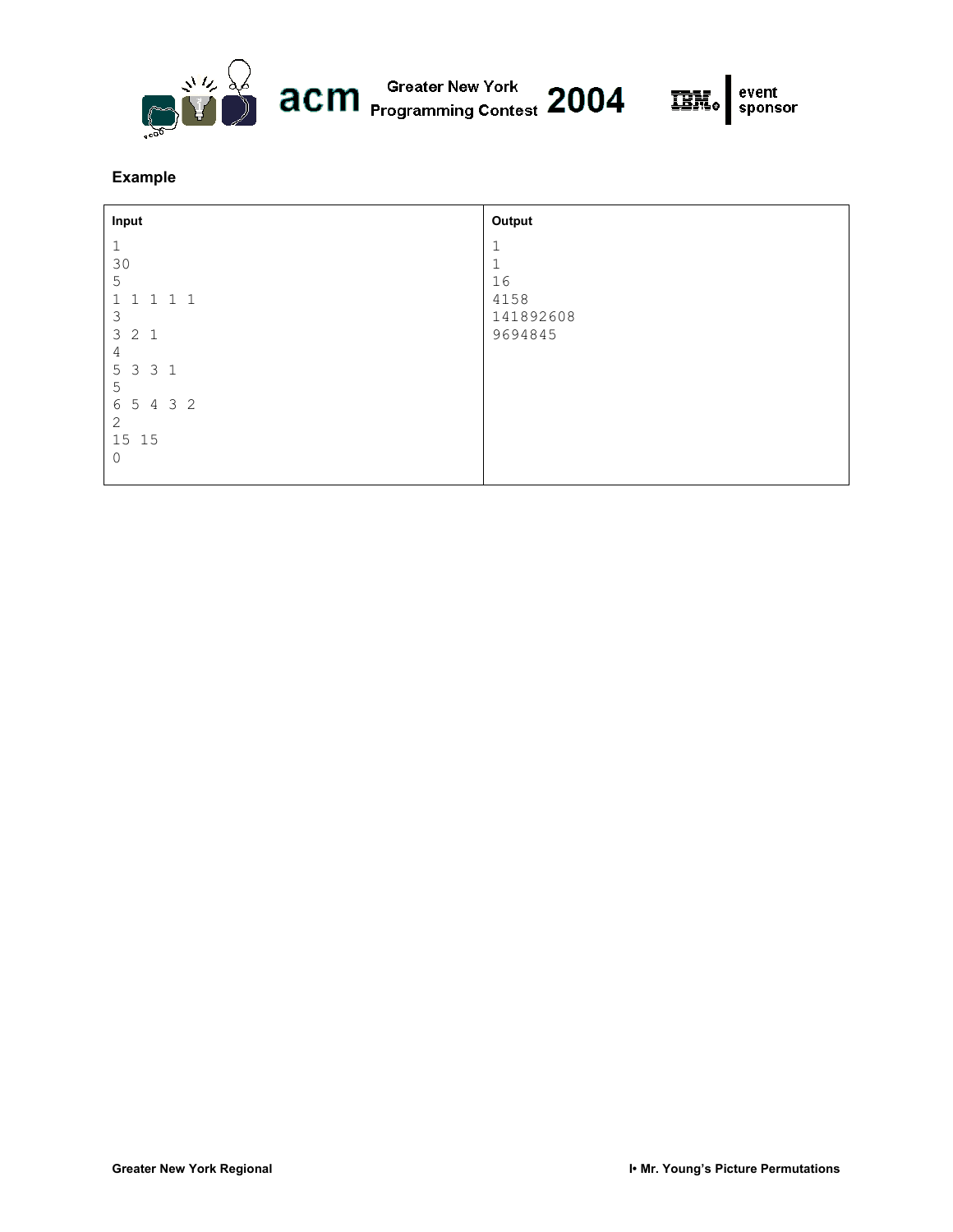## Example

| Input | Output |
|---|---|
| 1<br>30<br>5<br>1 1 1 1 1<br>3<br>3 2 1<br>4<br>5 3 3 1<br>5<br>6 5 4 3 2<br>2<br>15 15<br>0 | 1<br>1<br>16<br>4158<br>141892608<br>9694845 |